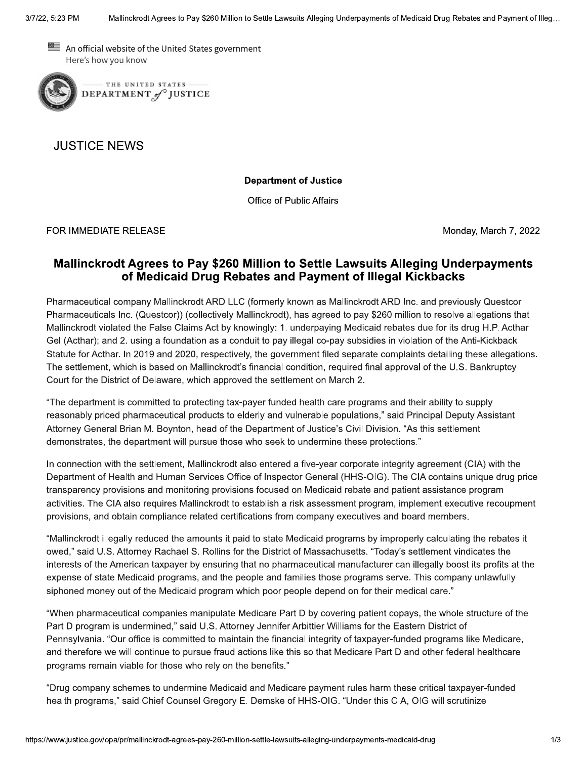An official website of the United States government
Here's how you know

THE UNITED STATES DEPARTMENT of JUSTICE

# JUSTICE NEWS

**Department of Justice**

Office of Public Affairs

FOR IMMEDIATE RELEASE

Monday, March 7, 2022

## Mallinckrodt Agrees to Pay $260 Million to Settle Lawsuits Alleging Underpayments of Medicaid Drug Rebates and Payment of Illegal Kickbacks

Pharmaceutical company Mallinckrodt ARD LLC (formerly known as Mallinckrodt ARD Inc. and previously Questcor Pharmaceuticals Inc. (Questcor)) (collectively Mallinckrodt), has agreed to pay $260 million to resolve allegations that Mallinckrodt violated the False Claims Act by knowingly: 1. underpaying Medicaid rebates due for its drug H.P. Acthar Gel (Acthar); and 2. using a foundation as a conduit to pay illegal co-pay subsidies in violation of the Anti-Kickback Statute for Acthar. In 2019 and 2020, respectively, the government filed separate complaints detailing these allegations. The settlement, which is based on Mallinckrodt's financial condition, required final approval of the U.S. Bankruptcy Court for the District of Delaware, which approved the settlement on March 2.

"The department is committed to protecting tax-payer funded health care programs and their ability to supply reasonably priced pharmaceutical products to elderly and vulnerable populations," said Principal Deputy Assistant Attorney General Brian M. Boynton, head of the Department of Justice's Civil Division. "As this settlement demonstrates, the department will pursue those who seek to undermine these protections."

In connection with the settlement, Mallinckrodt also entered a five-year corporate integrity agreement (CIA) with the Department of Health and Human Services Office of Inspector General (HHS-OIG). The CIA contains unique drug price transparency provisions and monitoring provisions focused on Medicaid rebate and patient assistance program activities. The CIA also requires Mallinckrodt to establish a risk assessment program, implement executive recoupment provisions, and obtain compliance related certifications from company executives and board members.

"Mallinckrodt illegally reduced the amounts it paid to state Medicaid programs by improperly calculating the rebates it owed," said U.S. Attorney Rachael S. Rollins for the District of Massachusetts. "Today's settlement vindicates the interests of the American taxpayer by ensuring that no pharmaceutical manufacturer can illegally boost its profits at the expense of state Medicaid programs, and the people and families those programs serve. This company unlawfully siphoned money out of the Medicaid program which poor people depend on for their medical care."

"When pharmaceutical companies manipulate Medicare Part D by covering patient copays, the whole structure of the Part D program is undermined," said U.S. Attorney Jennifer Arbittier Williams for the Eastern District of Pennsylvania. "Our office is committed to maintain the financial integrity of taxpayer-funded programs like Medicare, and therefore we will continue to pursue fraud actions like this so that Medicare Part D and other federal healthcare programs remain viable for those who rely on the benefits."

"Drug company schemes to undermine Medicaid and Medicare payment rules harm these critical taxpayer-funded health programs," said Chief Counsel Gregory E. Demske of HHS-OIG. "Under this CIA, OIG will scrutinize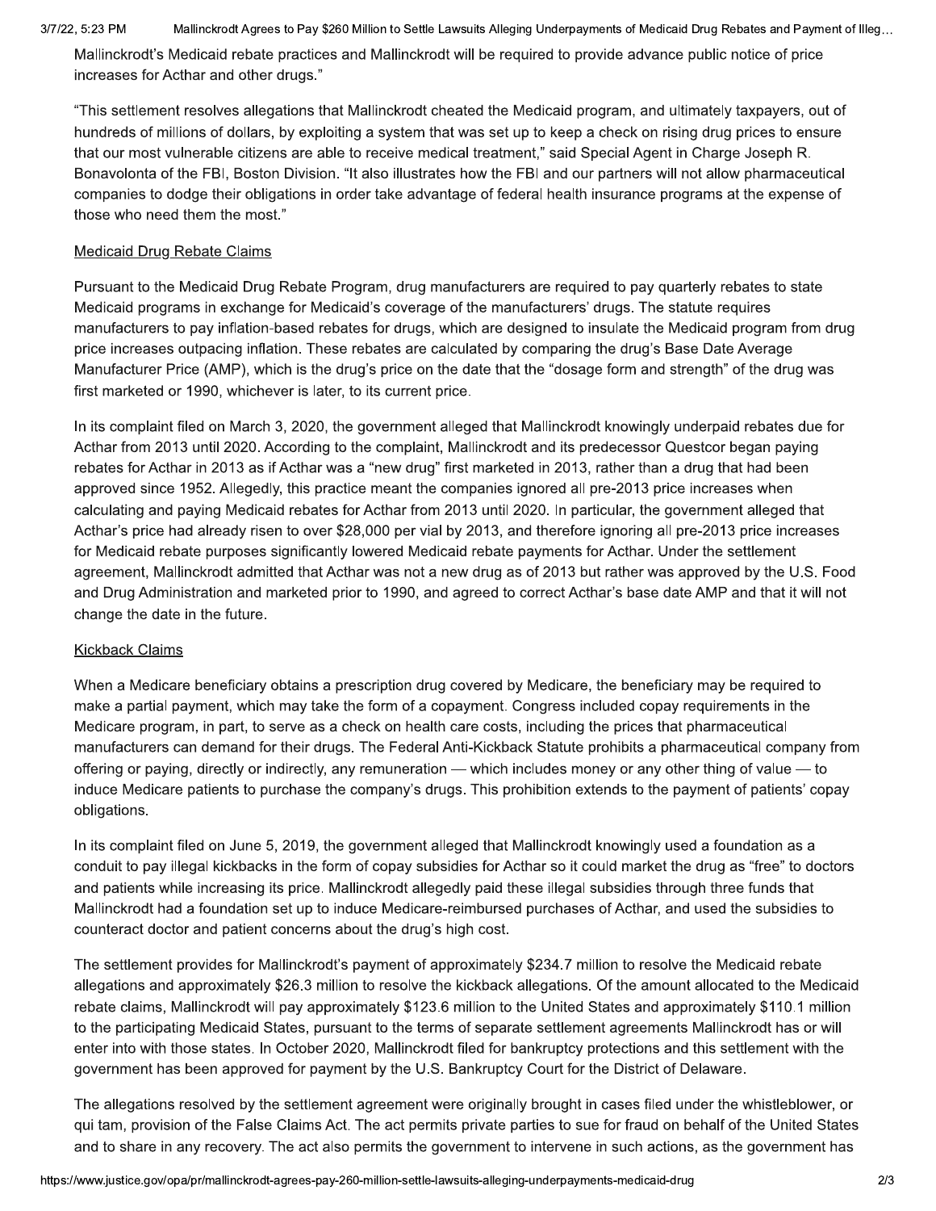Mallinckrodt's Medicaid rebate practices and Mallinckrodt will be required to provide advance public notice of price increases for Acthar and other drugs."

"This settlement resolves allegations that Mallinckrodt cheated the Medicaid program, and ultimately taxpayers, out of hundreds of millions of dollars, by exploiting a system that was set up to keep a check on rising drug prices to ensure that our most vulnerable citizens are able to receive medical treatment," said Special Agent in Charge Joseph R. Bonavolonta of the FBI, Boston Division. "It also illustrates how the FBI and our partners will not allow pharmaceutical companies to dodge their obligations in order take advantage of federal health insurance programs at the expense of those who need them the most."

## Medicaid Drug Rebate Claims

Pursuant to the Medicaid Drug Rebate Program, drug manufacturers are required to pay quarterly rebates to state Medicaid programs in exchange for Medicaid's coverage of the manufacturers' drugs. The statute requires manufacturers to pay inflation-based rebates for drugs, which are designed to insulate the Medicaid program from drug price increases outpacing inflation. These rebates are calculated by comparing the drug's Base Date Average Manufacturer Price (AMP), which is the drug's price on the date that the "dosage form and strength" of the drug was first marketed or 1990, whichever is later, to its current price.

In its complaint filed on March 3, 2020, the government alleged that Mallinckrodt knowingly underpaid rebates due for Acthar from 2013 until 2020. According to the complaint, Mallinckrodt and its predecessor Questcor began paying rebates for Acthar in 2013 as if Acthar was a "new drug" first marketed in 2013, rather than a drug that had been approved since 1952. Allegedly, this practice meant the companies ignored all pre-2013 price increases when calculating and paying Medicaid rebates for Acthar from 2013 until 2020. In particular, the government alleged that Acthar's price had already risen to over $28,000 per vial by 2013, and therefore ignoring all pre-2013 price increases for Medicaid rebate purposes significantly lowered Medicaid rebate payments for Acthar. Under the settlement agreement, Mallinckrodt admitted that Acthar was not a new drug as of 2013 but rather was approved by the U.S. Food and Drug Administration and marketed prior to 1990, and agreed to correct Acthar's base date AMP and that it will not change the date in the future.

## Kickback Claims

When a Medicare beneficiary obtains a prescription drug covered by Medicare, the beneficiary may be required to make a partial payment, which may take the form of a copayment. Congress included copay requirements in the Medicare program, in part, to serve as a check on health care costs, including the prices that pharmaceutical manufacturers can demand for their drugs. The Federal Anti-Kickback Statute prohibits a pharmaceutical company from offering or paying, directly or indirectly, any remuneration — which includes money or any other thing of value — to induce Medicare patients to purchase the company's drugs. This prohibition extends to the payment of patients' copay obligations.

In its complaint filed on June 5, 2019, the government alleged that Mallinckrodt knowingly used a foundation as a conduit to pay illegal kickbacks in the form of copay subsidies for Acthar so it could market the drug as "free" to doctors and patients while increasing its price. Mallinckrodt allegedly paid these illegal subsidies through three funds that Mallinckrodt had a foundation set up to induce Medicare-reimbursed purchases of Acthar, and used the subsidies to counteract doctor and patient concerns about the drug's high cost.

The settlement provides for Mallinckrodt's payment of approximately $234.7 million to resolve the Medicaid rebate allegations and approximately $26.3 million to resolve the kickback allegations. Of the amount allocated to the Medicaid rebate claims, Mallinckrodt will pay approximately $123.6 million to the United States and approximately $110.1 million to the participating Medicaid States, pursuant to the terms of separate settlement agreements Mallinckrodt has or will enter into with those states. In October 2020, Mallinckrodt filed for bankruptcy protections and this settlement with the government has been approved for payment by the U.S. Bankruptcy Court for the District of Delaware.

The allegations resolved by the settlement agreement were originally brought in cases filed under the whistleblower, or qui tam, provision of the False Claims Act. The act permits private parties to sue for fraud on behalf of the United States and to share in any recovery. The act also permits the government to intervene in such actions, as the government has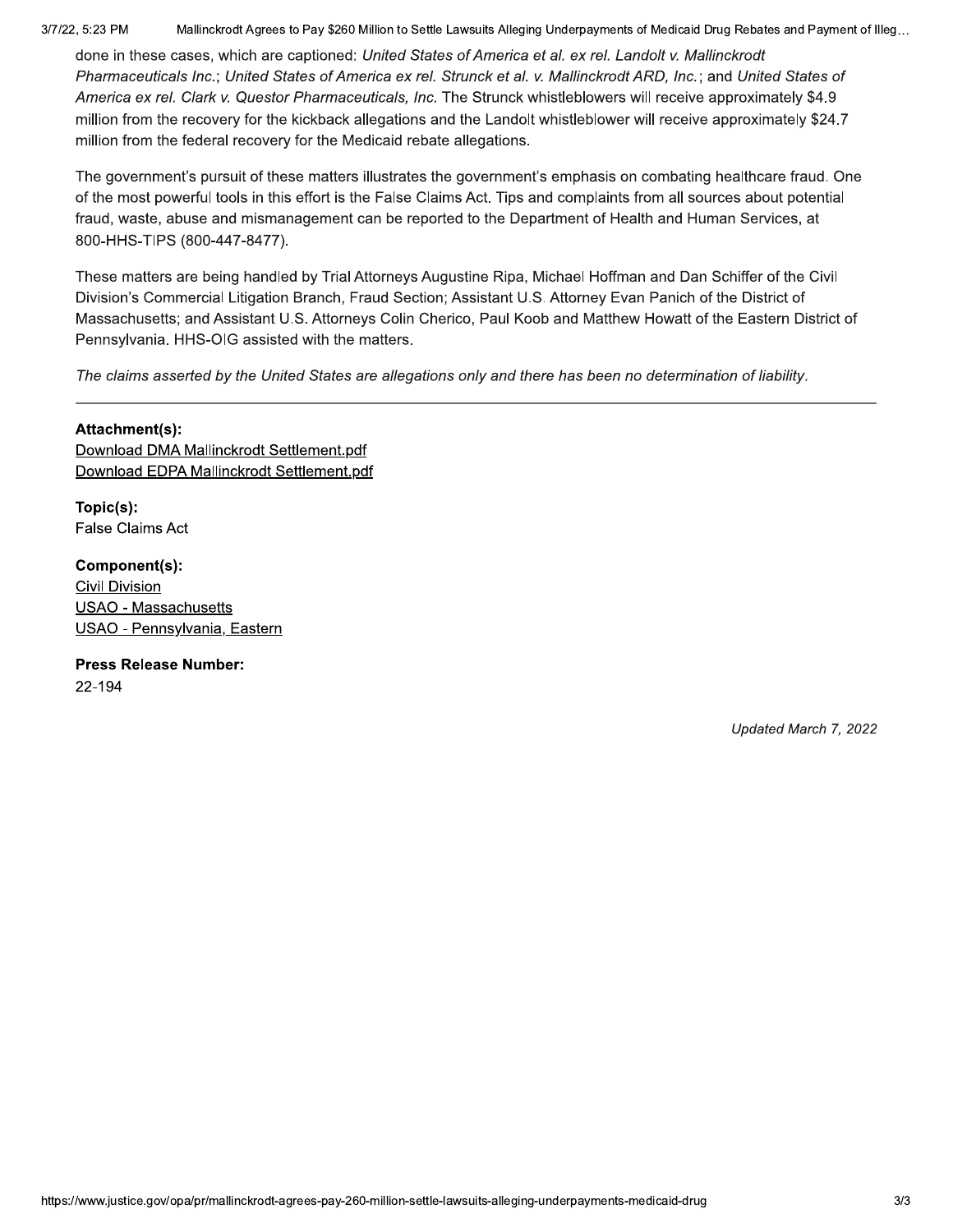done in these cases, which are captioned: *United States of America et al. ex rel. Landolt v. Mallinckrodt Pharmaceuticals Inc.*; *United States of America ex rel. Strunck et al. v. Mallinckrodt ARD, Inc.*; and *United States of America ex rel. Clark v. Questor Pharmaceuticals, Inc.* The Strunck whistleblowers will receive approximately $4.9 million from the recovery for the kickback allegations and the Landolt whistleblower will receive approximately $24.7 million from the federal recovery for the Medicaid rebate allegations.

The government's pursuit of these matters illustrates the government's emphasis on combating healthcare fraud. One of the most powerful tools in this effort is the False Claims Act. Tips and complaints from all sources about potential fraud, waste, abuse and mismanagement can be reported to the Department of Health and Human Services, at 800-HHS-TIPS (800-447-8477).

These matters are being handled by Trial Attorneys Augustine Ripa, Michael Hoffman and Dan Schiffer of the Civil Division's Commercial Litigation Branch, Fraud Section; Assistant U.S. Attorney Evan Panich of the District of Massachusetts; and Assistant U.S. Attorneys Colin Cherico, Paul Koob and Matthew Howatt of the Eastern District of Pennsylvania. HHS-OIG assisted with the matters.

*The claims asserted by the United States are allegations only and there has been no determination of liability.*

---

**Attachment(s):**
Download DMA Mallinckrodt Settlement.pdf
Download EDPA Mallinckrodt Settlement.pdf

**Topic(s):**
False Claims Act

**Component(s):**
Civil Division
USAO - Massachusetts
USAO - Pennsylvania, Eastern

**Press Release Number:**
22-194

*Updated March 7, 2022*